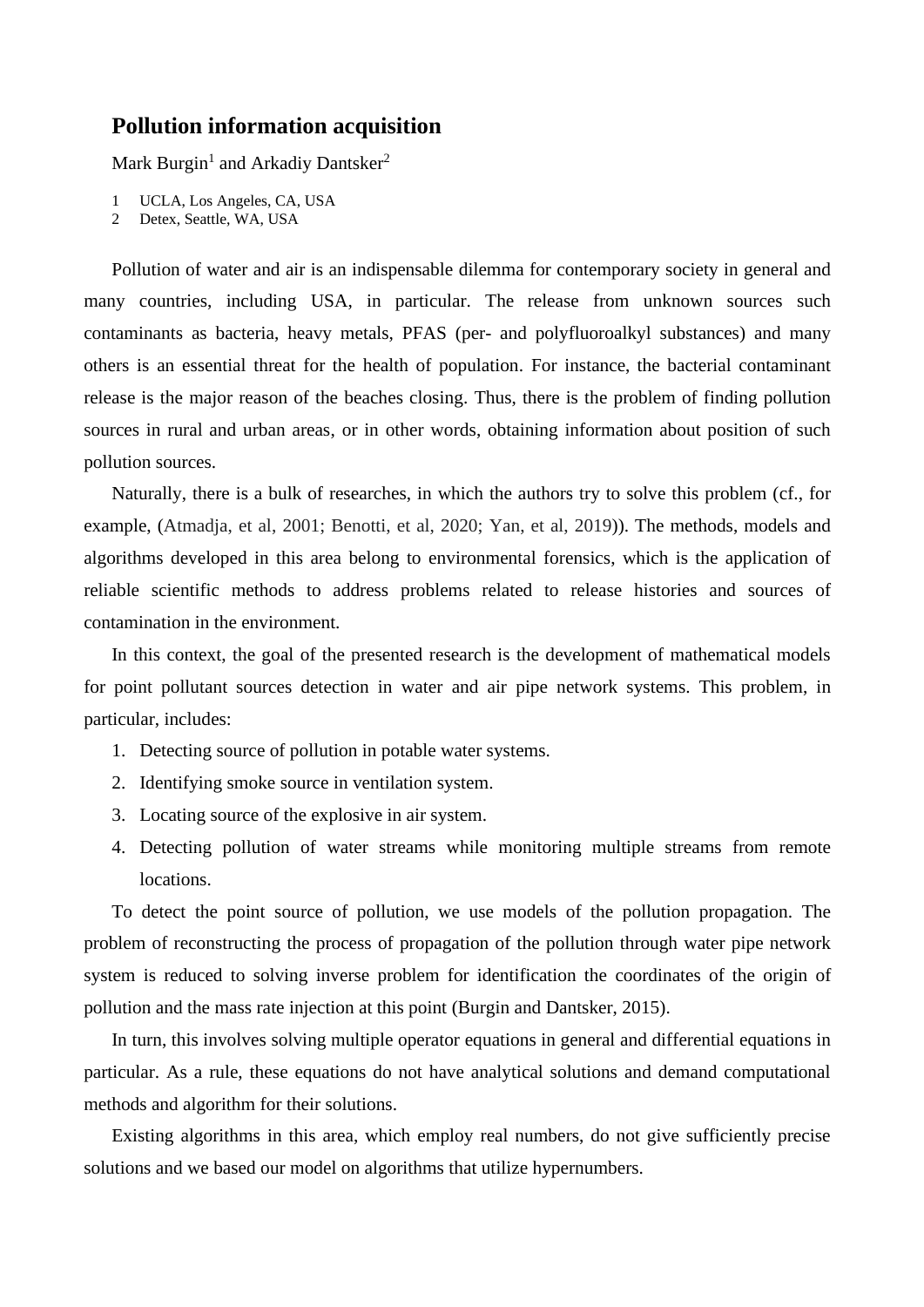# Pollution information acquisition

Mark Burgin[1] and Arkadiy Dantsker[2]

1 UCLA, Los Angeles, CA, USA
2 Detex, Seattle, WA, USA

Pollution of water and air is an indispensable dilemma for contemporary society in general and many countries, including USA, in particular. The release from unknown sources such contaminants as bacteria, heavy metals, PFAS (per- and polyfluoroalkyl substances) and many others is an essential threat for the health of population. For instance, the bacterial contaminant release is the major reason of the beaches closing. Thus, there is the problem of finding pollution sources in rural and urban areas, or in other words, obtaining information about position of such pollution sources.

Naturally, there is a bulk of researches, in which the authors try to solve this problem (cf., for example, (Atmadja, et al, 2001; Benotti, et al, 2020; Yan, et al, 2019)). The methods, models and algorithms developed in this area belong to environmental forensics, which is the application of reliable scientific methods to address problems related to release histories and sources of contamination in the environment.

In this context, the goal of the presented research is the development of mathematical models for point pollutant sources detection in water and air pipe network systems. This problem, in particular, includes:

1. Detecting source of pollution in potable water systems.
2. Identifying smoke source in ventilation system.
3. Locating source of the explosive in air system.
4. Detecting pollution of water streams while monitoring multiple streams from remote locations.

To detect the point source of pollution, we use models of the pollution propagation. The problem of reconstructing the process of propagation of the pollution through water pipe network system is reduced to solving inverse problem for identification the coordinates of the origin of pollution and the mass rate injection at this point (Burgin and Dantsker, 2015).

In turn, this involves solving multiple operator equations in general and differential equations in particular. As a rule, these equations do not have analytical solutions and demand computational methods and algorithm for their solutions.

Existing algorithms in this area, which employ real numbers, do not give sufficiently precise solutions and we based our model on algorithms that utilize hypernumbers.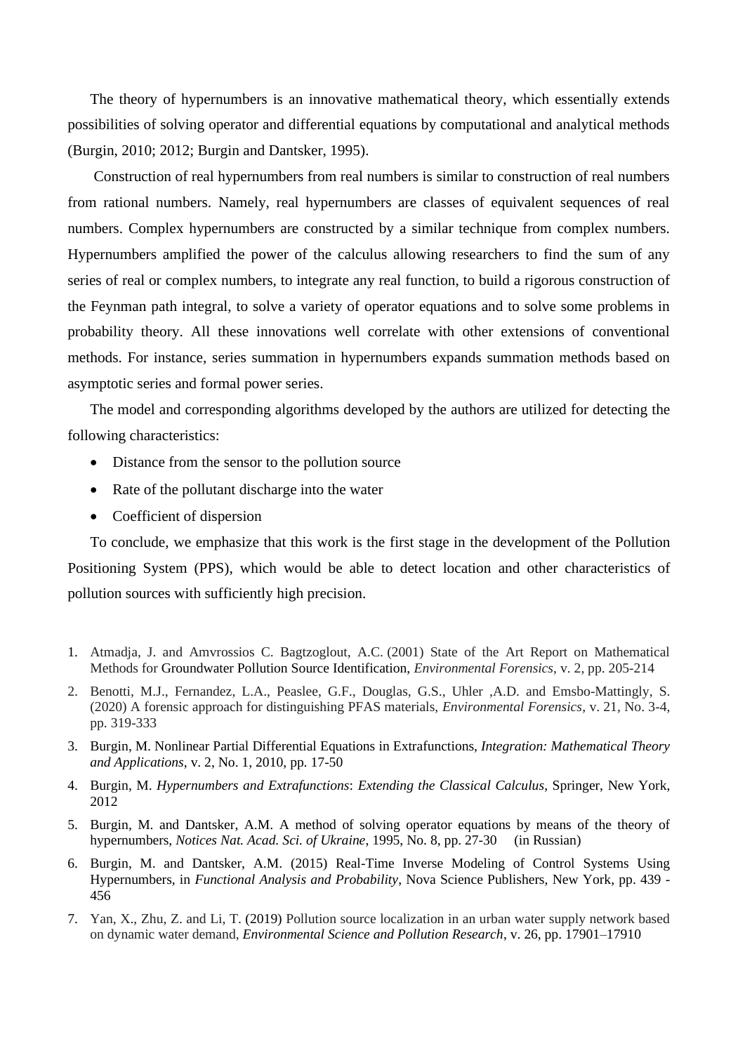The theory of hypernumbers is an innovative mathematical theory, which essentially extends possibilities of solving operator and differential equations by computational and analytical methods (Burgin, 2010; 2012; Burgin and Dantsker, 1995).

Construction of real hypernumbers from real numbers is similar to construction of real numbers from rational numbers. Namely, real hypernumbers are classes of equivalent sequences of real numbers. Complex hypernumbers are constructed by a similar technique from complex numbers. Hypernumbers amplified the power of the calculus allowing researchers to find the sum of any series of real or complex numbers, to integrate any real function, to build a rigorous construction of the Feynman path integral, to solve a variety of operator equations and to solve some problems in probability theory. All these innovations well correlate with other extensions of conventional methods. For instance, series summation in hypernumbers expands summation methods based on asymptotic series and formal power series.

The model and corresponding algorithms developed by the authors are utilized for detecting the following characteristics:

- Distance from the sensor to the pollution source
- Rate of the pollutant discharge into the water
- Coefficient of dispersion

To conclude, we emphasize that this work is the first stage in the development of the Pollution Positioning System (PPS), which would be able to detect location and other characteristics of pollution sources with sufficiently high precision.

1. Atmadja, J. and Amvrossios C. Bagtzoglout, A.C. (2001) State of the Art Report on Mathematical Methods for Groundwater Pollution Source Identification, *Environmental Forensics*, v. 2, pp. 205-214
2. Benotti, M.J., Fernandez, L.A., Peaslee, G.F., Douglas, G.S., Uhler ,A.D. and Emsbo-Mattingly, S. (2020) A forensic approach for distinguishing PFAS materials, *Environmental Forensics*, v. 21, No. 3-4, pp. 319-333
3. Burgin, M. Nonlinear Partial Differential Equations in Extrafunctions, *Integration: Mathematical Theory and Applications*, v. 2, No. 1, 2010, pp. 17-50
4. Burgin, M. *Hypernumbers and Extrafunctions*: *Extending the Classical Calculus*, Springer, New York, 2012
5. Burgin, M. and Dantsker, A.M. A method of solving operator equations by means of the theory of hypernumbers, *Notices Nat. Acad. Sci. of Ukraine*, 1995, No. 8, pp. 27-30 (in Russian)
6. Burgin, M. and Dantsker, A.M. (2015) Real-Time Inverse Modeling of Control Systems Using Hypernumbers, in *Functional Analysis and Probability*, Nova Science Publishers, New York, pp. 439 - 456
7. Yan, X., Zhu, Z. and Li, T. (2019) Pollution source localization in an urban water supply network based on dynamic water demand, *Environmental Science and Pollution Research*, v. 26, pp. 17901–17910